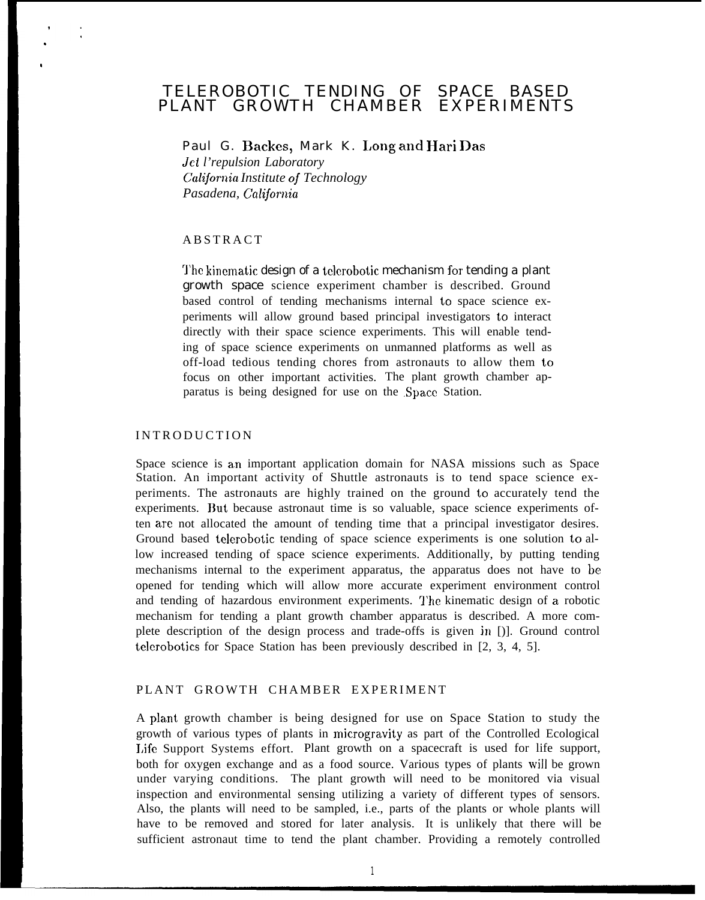# TELEROBOTIC TENDING OF SPACE BASED PLANT GROWTH CHAMBER EXPERIMENTS

Paul G. Backes, Mark K. Long and Hari Das
*Jet Propulsion Laboratory*
*California Institute of Technology*
*Pasadena, California*

## ABSTRACT

The kinematic design of a telerobotic mechanism for tending a plant growth space science experiment chamber is described. Ground based control of tending mechanisms internal to space science experiments will allow ground based principal investigators to interact directly with their space science experiments. This will enable tending of space science experiments on unmanned platforms as well as off-load tedious tending chores from astronauts to allow them to focus on other important activities. The plant growth chamber apparatus is being designed for use on the Space Station.

## INTRODUCTION

Space science is an important application domain for NASA missions such as Space Station. An important activity of Shuttle astronauts is to tend space science experiments. The astronauts are highly trained on the ground to accurately tend the experiments. But because astronaut time is so valuable, space science experiments often are not allocated the amount of tending time that a principal investigator desires. Ground based telerobotic tending of space science experiments is one solution to allow increased tending of space science experiments. Additionally, by putting tending mechanisms internal to the experiment apparatus, the apparatus does not have to be opened for tending which will allow more accurate experiment environment control and tending of hazardous environment experiments. The kinematic design of a robotic mechanism for tending a plant growth chamber apparatus is described. A more complete description of the design process and trade-offs is given in [1]. Ground control telerobotics for Space Station has been previously described in [2, 3, 4, 5].

## PLANT GROWTH CHAMBER EXPERIMENT

A plant growth chamber is being designed for use on Space Station to study the growth of various types of plants in microgravity as part of the Controlled Ecological Life Support Systems effort. Plant growth on a spacecraft is used for life support, both for oxygen exchange and as a food source. Various types of plants will be grown under varying conditions. The plant growth will need to be monitored via visual inspection and environmental sensing utilizing a variety of different types of sensors. Also, the plants will need to be sampled, i.e., parts of the plants or whole plants will have to be removed and stored for later analysis. It is unlikely that there will be sufficient astronaut time to tend the plant chamber. Providing a remotely controlled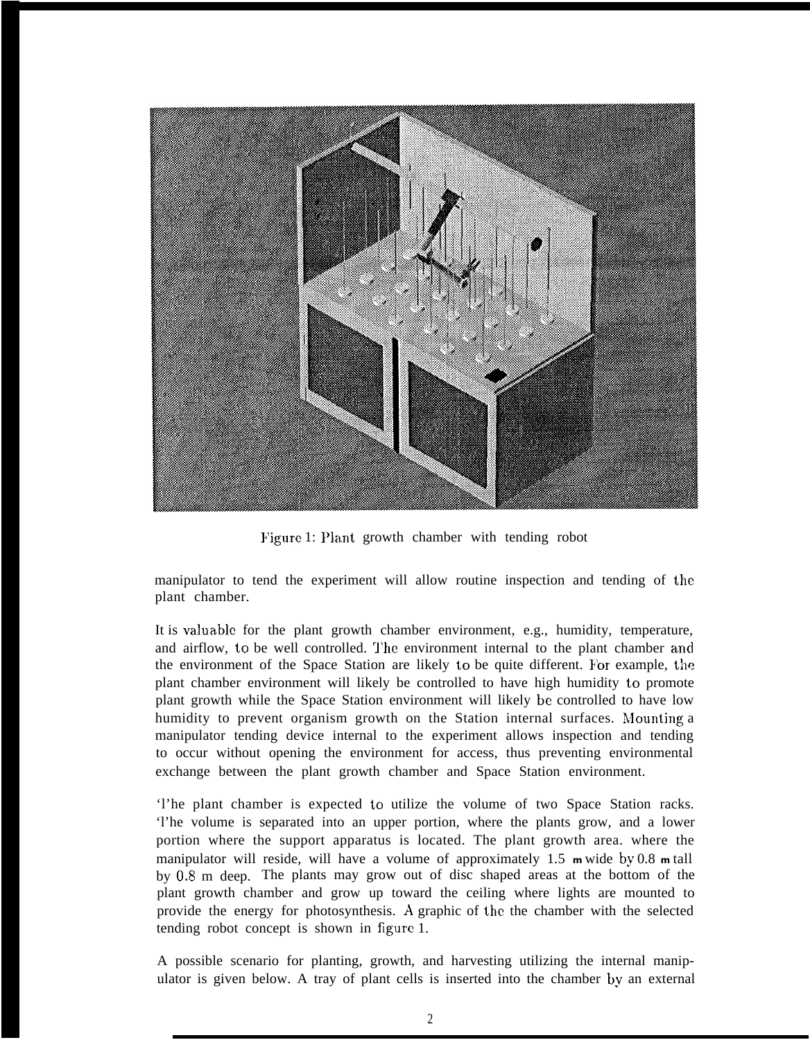Figure 1: Plant growth chamber with tending robot

manipulator to tend the experiment will allow routine inspection and tending of the plant chamber.

It is valuable for the plant growth chamber environment, e.g., humidity, temperature, and airflow, to be well controlled. The environment internal to the plant chamber and the environment of the Space Station are likely to be quite different. For example, the plant chamber environment will likely be controlled to have high humidity to promote plant growth while the Space Station environment will likely be controlled to have low humidity to prevent organism growth on the Station internal surfaces. Mounting a manipulator tending device internal to the experiment allows inspection and tending to occur without opening the environment for access, thus preventing environmental exchange between the plant growth chamber and Space Station environment.

The plant chamber is expected to utilize the volume of two Space Station racks. The volume is separated into an upper portion, where the plants grow, and a lower portion where the support apparatus is located. The plant growth area. where the manipulator will reside, will have a volume of approximately 1.5 m wide by 0.8 m tall by 0.8 m deep. The plants may grow out of disc shaped areas at the bottom of the plant growth chamber and grow up toward the ceiling where lights are mounted to provide the energy for photosynthesis. A graphic of the the chamber with the selected tending robot concept is shown in figure 1.

A possible scenario for planting, growth, and harvesting utilizing the internal manipulator is given below. A tray of plant cells is inserted into the chamber by an external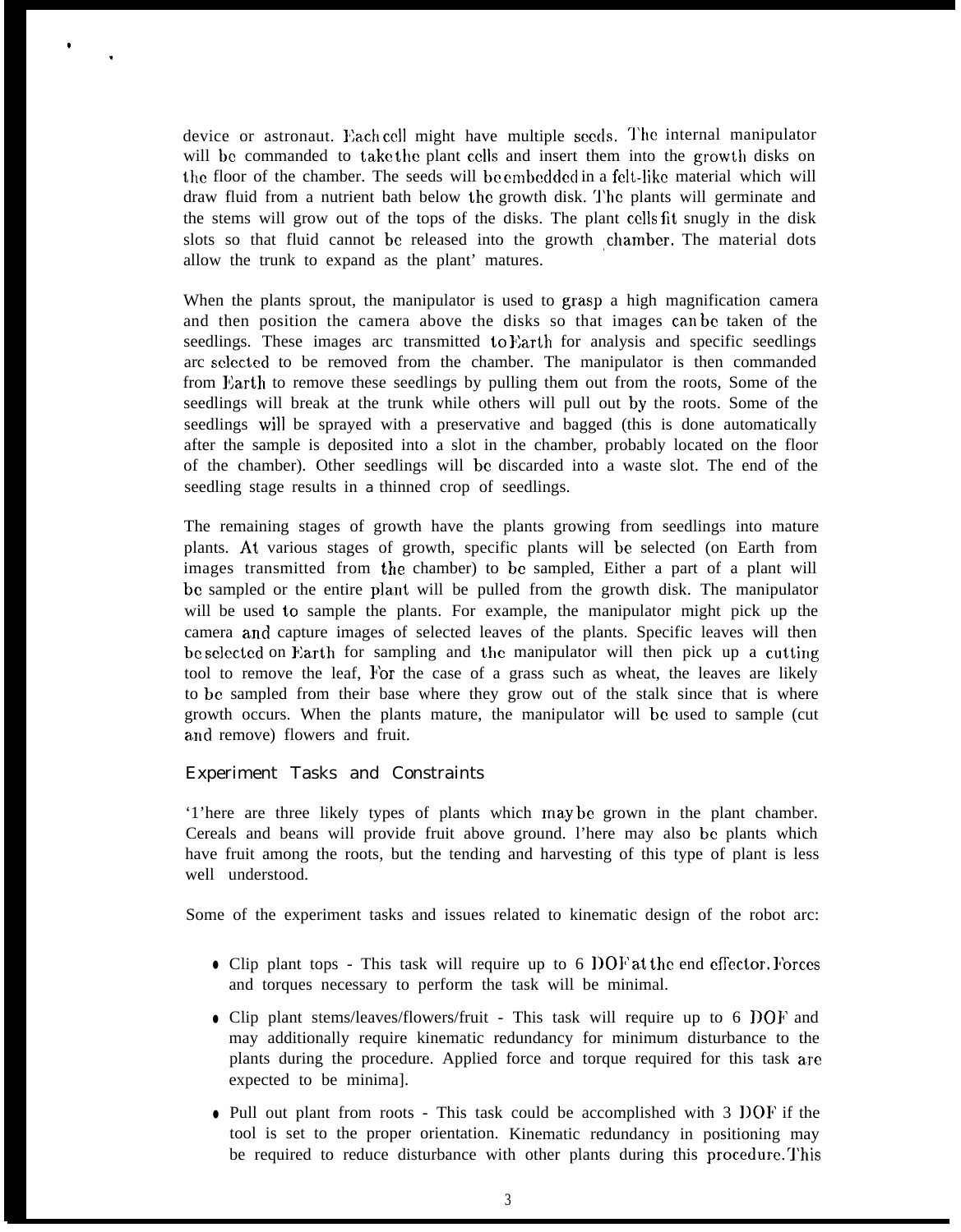device or astronaut. Each cell might have multiple seeds. The internal manipulator will be commanded to take the plant cells and insert them into the growth disks on the floor of the chamber. The seeds will be embedded in a felt-like material which will draw fluid from a nutrient bath below the growth disk. The plants will germinate and the stems will grow out of the tops of the disks. The plant cells fit snugly in the disk slots so that fluid cannot be released into the growth chamber. The material dots allow the trunk to expand as the plant' matures.

When the plants sprout, the manipulator is used to grasp a high magnification camera and then position the camera above the disks so that images can be taken of the seedlings. These images are transmitted to Earth for analysis and specific seedlings are selected to be removed from the chamber. The manipulator is then commanded from Earth to remove these seedlings by pulling them out from the roots, Some of the seedlings will break at the trunk while others will pull out by the roots. Some of the seedlings will be sprayed with a preservative and bagged (this is done automatically after the sample is deposited into a slot in the chamber, probably located on the floor of the chamber). Other seedlings will be discarded into a waste slot. The end of the seedling stage results in a thinned crop of seedlings.

The remaining stages of growth have the plants growing from seedlings into mature plants. At various stages of growth, specific plants will be selected (on Earth from images transmitted from the chamber) to be sampled, Either a part of a plant will be sampled or the entire plant will be pulled from the growth disk. The manipulator will be used to sample the plants. For example, the manipulator might pick up the camera and capture images of selected leaves of the plants. Specific leaves will then be selected on Earth for sampling and the manipulator will then pick up a cutting tool to remove the leaf, For the case of a grass such as wheat, the leaves are likely to be sampled from their base where they grow out of the stalk since that is where growth occurs. When the plants mature, the manipulator will be used to sample (cut and remove) flowers and fruit.

## Experiment Tasks and Constraints

There are three likely types of plants which may be grown in the plant chamber. Cereals and beans will provide fruit above ground. There may also be plants which have fruit among the roots, but the tending and harvesting of this type of plant is less well understood.

Some of the experiment tasks and issues related to kinematic design of the robot arc:

- Clip plant tops - This task will require up to 6 DOF at the end effector. Forces and torques necessary to perform the task will be minimal.
- Clip plant stems/leaves/flowers/fruit - This task will require up to 6 DOF and may additionally require kinematic redundancy for minimum disturbance to the plants during the procedure. Applied force and torque required for this task are expected to be minimal.
- Pull out plant from roots - This task could be accomplished with 3 DOF if the tool is set to the proper orientation. Kinematic redundancy in positioning may be required to reduce disturbance with other plants during this procedure. This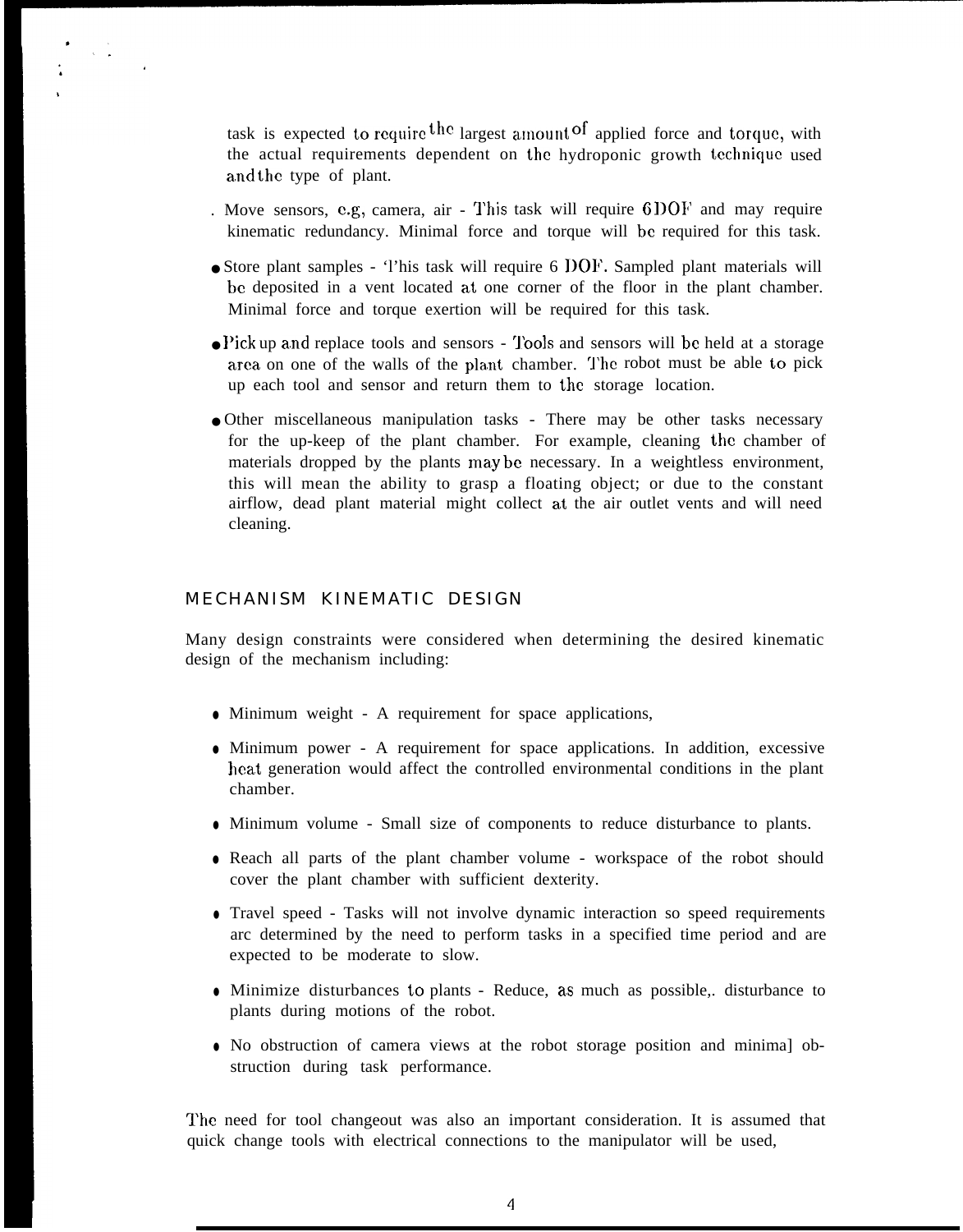task is expected to require the largest amount of applied force and torque, with the actual requirements dependent on the hydroponic growth technique used and the type of plant.

- Move sensors, e.g, camera, air - This task will require 6 DOF and may require kinematic redundancy. Minimal force and torque will be required for this task.

- Store plant samples - This task will require 6 DOF. Sampled plant materials will be deposited in a vent located at one corner of the floor in the plant chamber. Minimal force and torque exertion will be required for this task.

- Pick up and replace tools and sensors - Tools and sensors will be held at a storage area on one of the walls of the plant chamber. The robot must be able to pick up each tool and sensor and return them to the storage location.

- Other miscellaneous manipulation tasks - There may be other tasks necessary for the up-keep of the plant chamber. For example, cleaning the chamber of materials dropped by the plants may be necessary. In a weightless environment, this will mean the ability to grasp a floating object; or due to the constant airflow, dead plant material might collect at the air outlet vents and will need cleaning.

## MECHANISM KINEMATIC DESIGN

Many design constraints were considered when determining the desired kinematic design of the mechanism including:

- Minimum weight - A requirement for space applications,

- Minimum power - A requirement for space applications. In addition, excessive heat generation would affect the controlled environmental conditions in the plant chamber.

- Minimum volume - Small size of components to reduce disturbance to plants.

- Reach all parts of the plant chamber volume - workspace of the robot should cover the plant chamber with sufficient dexterity.

- Travel speed - Tasks will not involve dynamic interaction so speed requirements are determined by the need to perform tasks in a specified time period and are expected to be moderate to slow.

- Minimize disturbances to plants - Reduce, as much as possible,. disturbance to plants during motions of the robot.

- No obstruction of camera views at the robot storage position and minimal obstruction during task performance.

The need for tool changeout was also an important consideration. It is assumed that quick change tools with electrical connections to the manipulator will be used,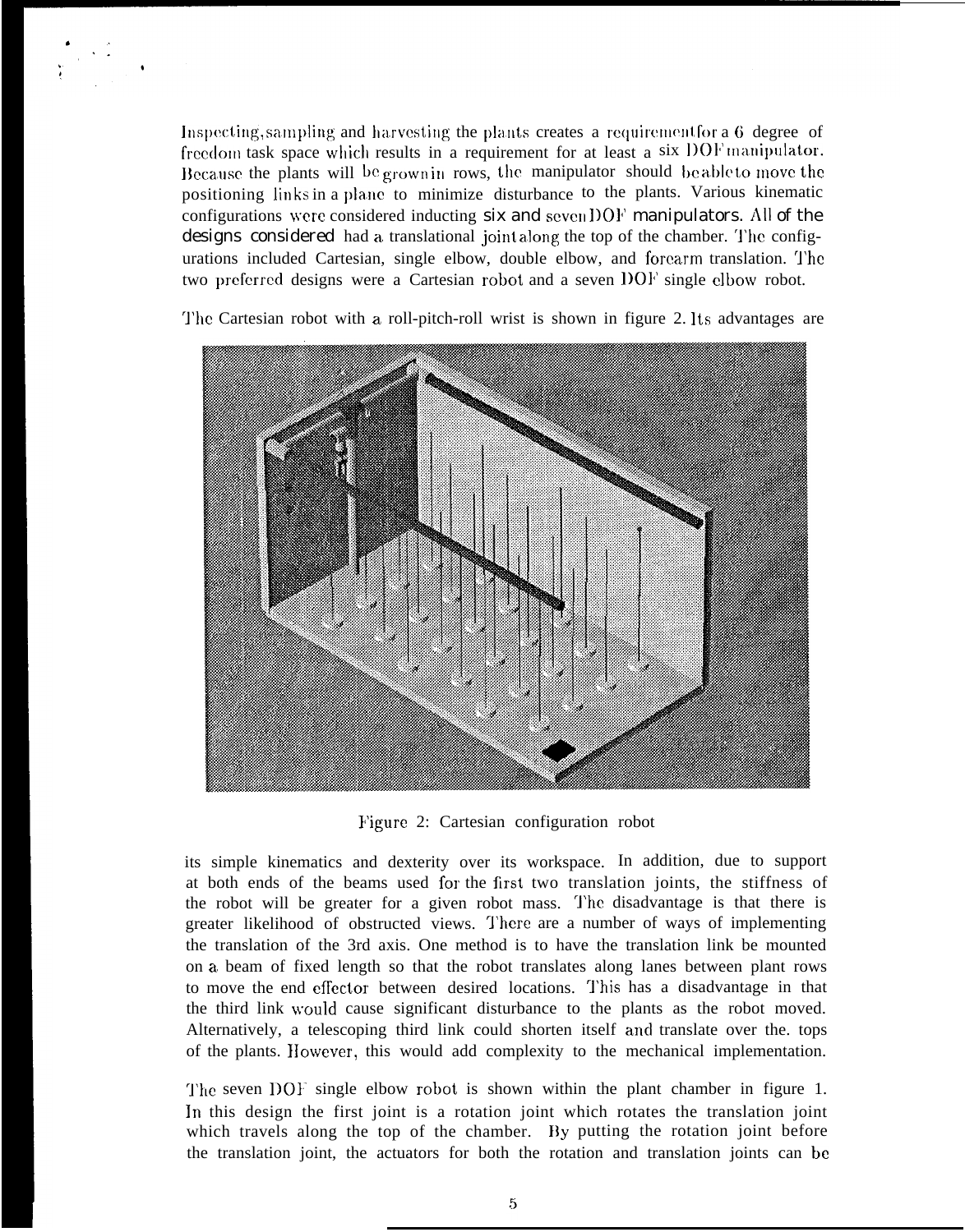Inspecting, sampling and harvesting the plants creates a requirement for a 6 degree of freedom task space which results in a requirement for at least a six DOF manipulator. Because the plants will be grown in rows, the manipulator should be able to move the positioning links in a plane to minimize disturbance to the plants. Various kinematic configurations were considered inducting six and seven DOF manipulators. All of the designs considered had a translational joint along the top of the chamber. The configurations included Cartesian, single elbow, double elbow, and forearm translation. The two preferred designs were a Cartesian robot and a seven DOF single elbow robot.

The Cartesian robot with a roll-pitch-roll wrist is shown in figure 2. Its advantages are

Figure 2: Cartesian configuration robot

its simple kinematics and dexterity over its workspace. In addition, due to support at both ends of the beams used for the first two translation joints, the stiffness of the robot will be greater for a given robot mass. The disadvantage is that there is greater likelihood of obstructed views. There are a number of ways of implementing the translation of the 3rd axis. One method is to have the translation link be mounted on a beam of fixed length so that the robot translates along lanes between plant rows to move the end effector between desired locations. This has a disadvantage in that the third link would cause significant disturbance to the plants as the robot moved. Alternatively, a telescoping third link could shorten itself and translate over the. tops of the plants. However, this would add complexity to the mechanical implementation.

The seven DOF single elbow robot is shown within the plant chamber in figure 1. In this design the first joint is a rotation joint which rotates the translation joint which travels along the top of the chamber. By putting the rotation joint before the translation joint, the actuators for both the rotation and translation joints can be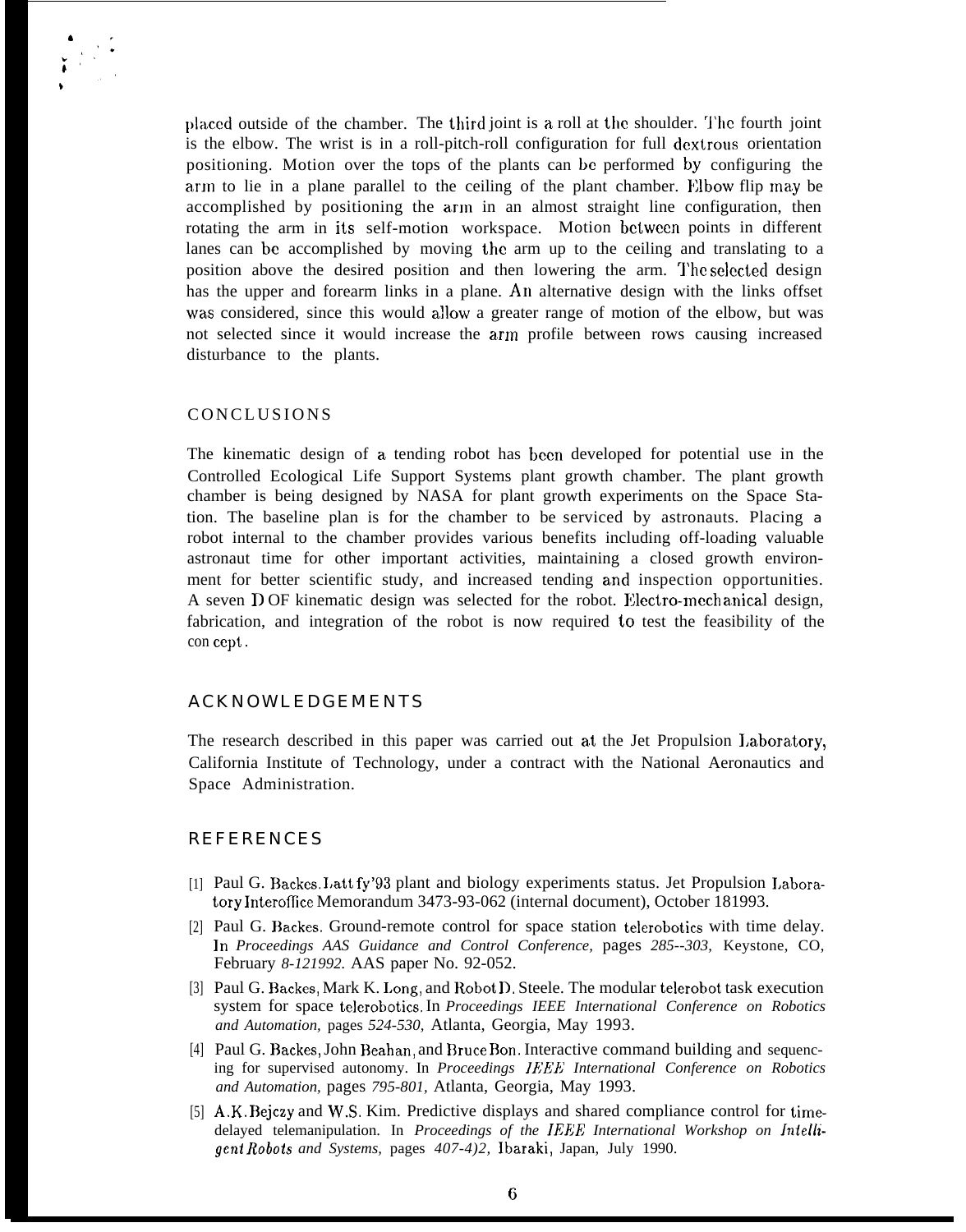placed outside of the chamber. The third joint is a roll at the shoulder. The fourth joint is the elbow. The wrist is in a roll-pitch-roll configuration for full dextrous orientation positioning. Motion over the tops of the plants can be performed by configuring the arm to lie in a plane parallel to the ceiling of the plant chamber. Elbow flip may be accomplished by positioning the arm in an almost straight line configuration, then rotating the arm in its self-motion workspace. Motion between points in different lanes can be accomplished by moving the arm up to the ceiling and translating to a position above the desired position and then lowering the arm. The selected design has the upper and forearm links in a plane. An alternative design with the links offset was considered, since this would allow a greater range of motion of the elbow, but was not selected since it would increase the arm profile between rows causing increased disturbance to the plants.

## CONCLUSIONS

The kinematic design of a tending robot has been developed for potential use in the Controlled Ecological Life Support Systems plant growth chamber. The plant growth chamber is being designed by NASA for plant growth experiments on the Space Station. The baseline plan is for the chamber to be serviced by astronauts. Placing a robot internal to the chamber provides various benefits including off-loading valuable astronaut time for other important activities, maintaining a closed growth environment for better scientific study, and increased tending and inspection opportunities. A seven DOF kinematic design was selected for the robot. Electro-mechanical design, fabrication, and integration of the robot is now required to test the feasibility of the concept.

## ACKNOWLEDGEMENTS

The research described in this paper was carried out at the Jet Propulsion Laboratory, California Institute of Technology, under a contract with the National Aeronautics and Space Administration.

## REFERENCES

[1] Paul G. Backes. Latt fy'93 plant and biology experiments status. Jet Propulsion Laboratory Interoffice Memorandum 3473-93-062 (internal document), October 181993.

[2] Paul G. Backes. Ground-remote control for space station telerobotics with time delay. In *Proceedings AAS Guidance and Control Conference,* pages *285--303,* Keystone, CO, February *8-121992.* AAS paper No. 92-052.

[3] Paul G. Backes, Mark K. Long, and Robot D. Steele. The modular telerobot task execution system for space telerobotics. In *Proceedings IEEE International Conference on Robotics and Automation,* pages *524-530,* Atlanta, Georgia, May 1993.

[4] Paul G. Backes, John Beahan, and Bruce Bon. Interactive command building and sequencing for supervised autonomy. In *Proceedings IEEE International Conference on Robotics and Automation,* pages *795-801,* Atlanta, Georgia, May 1993.

[5] A.K. Bejczy and W.S. Kim. Predictive displays and shared compliance control for time-delayed telemanipulation. In *Proceedings of the IEEE International Workshop on Intelligent Robots and Systems,* pages *407-4)2,* Ibaraki, Japan, July 1990.